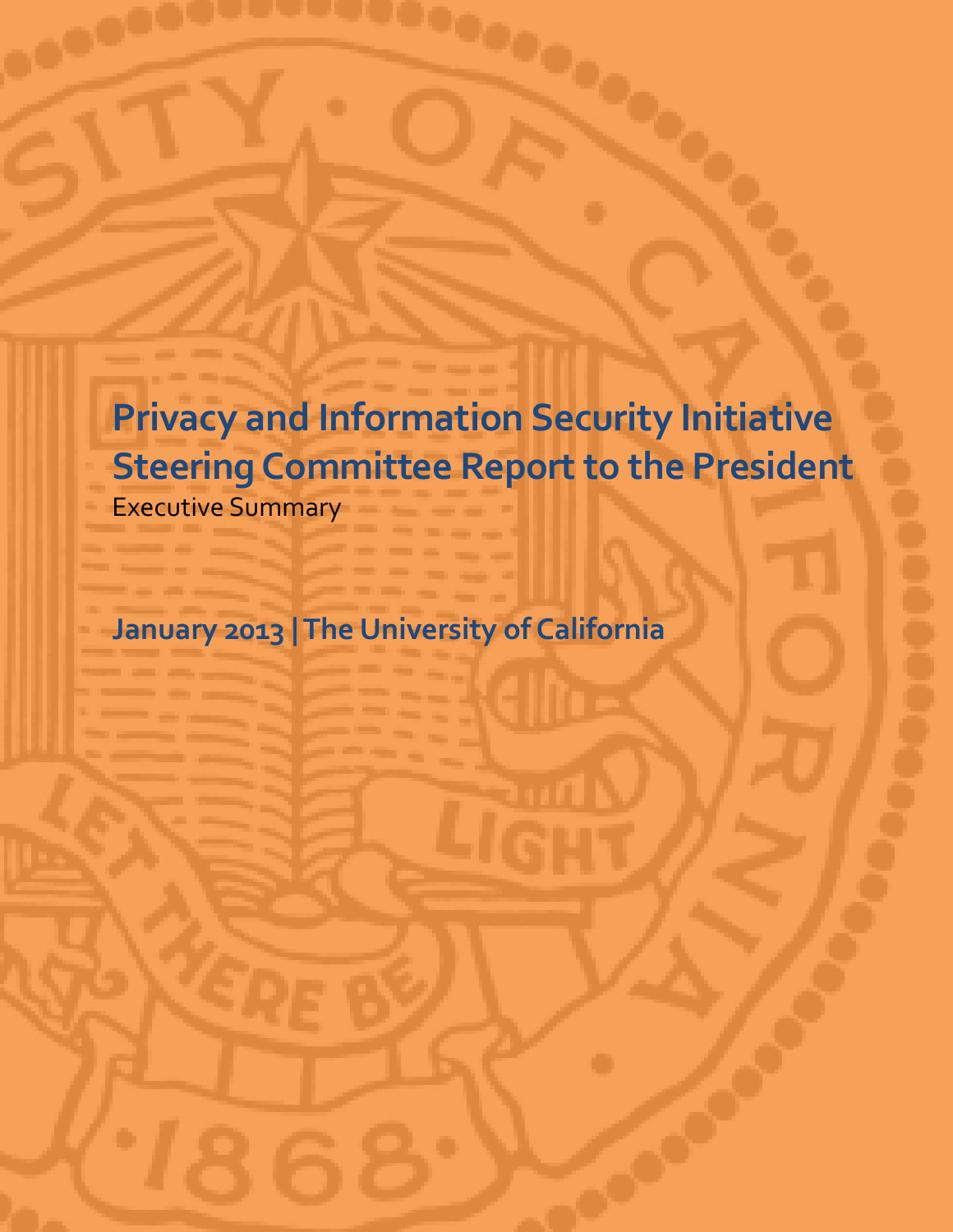# Privacy and Information Security Initiative Steering Committee Report to the President

Executive Summary

**January 2013 | The University of California**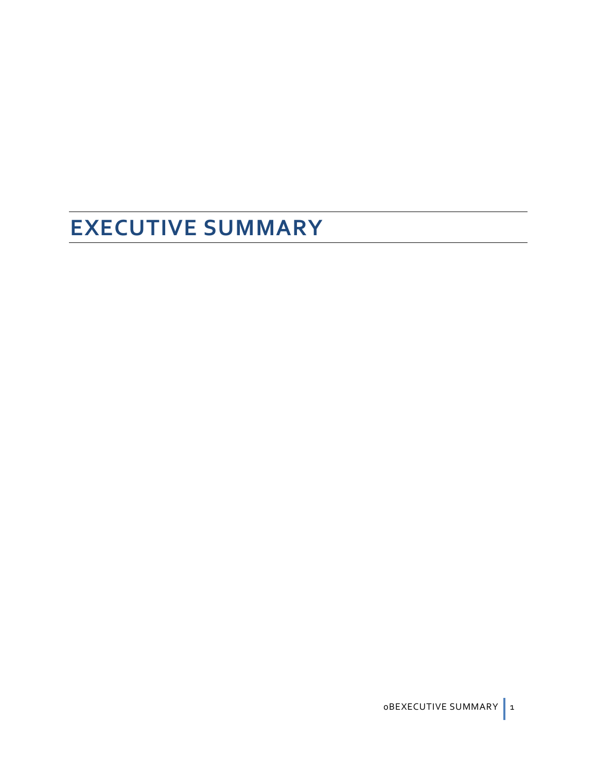# EXECUTIVE SUMMARY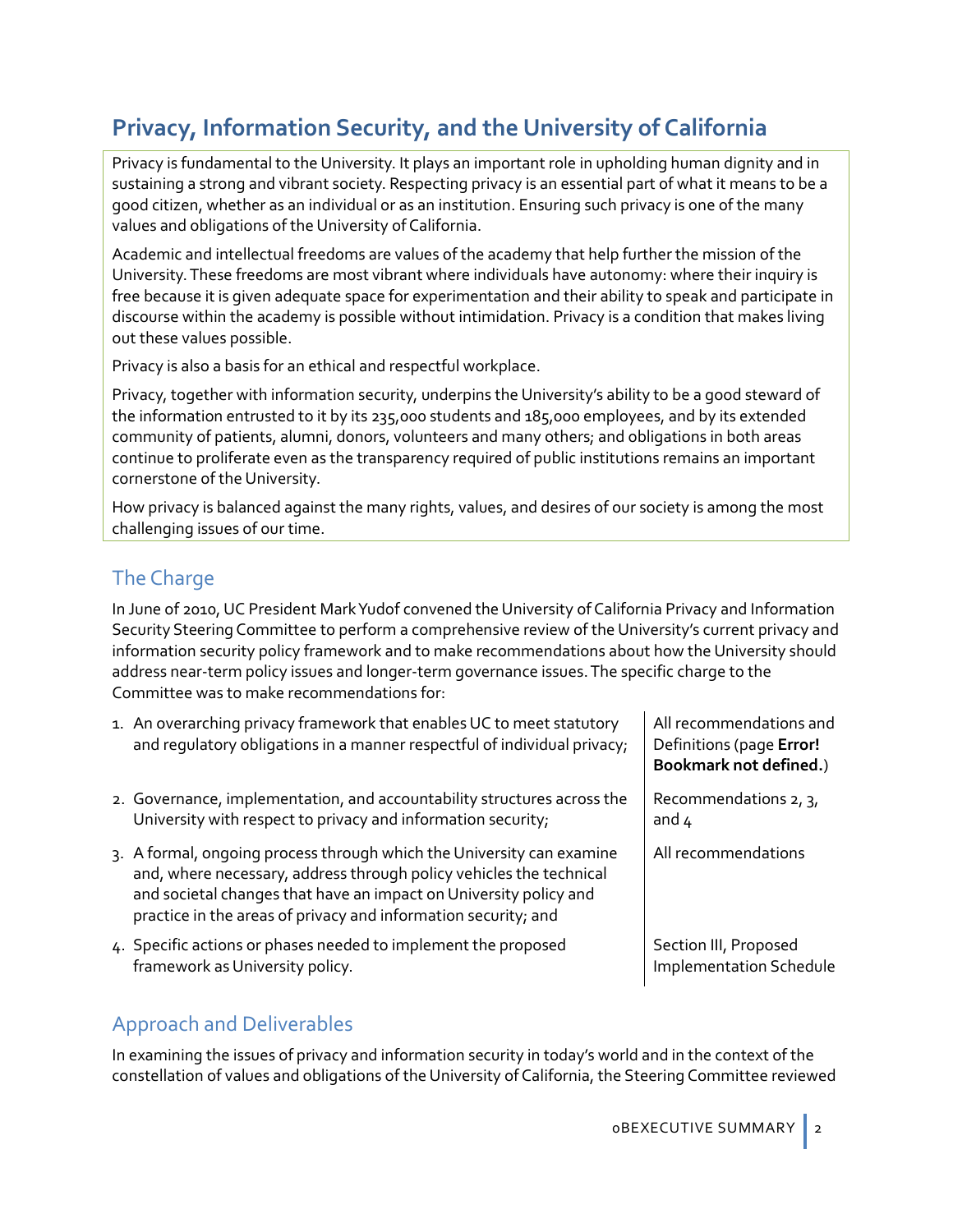## Privacy, Information Security, and the University of California

Privacy is fundamental to the University. It plays an important role in upholding human dignity and in sustaining a strong and vibrant society. Respecting privacy is an essential part of what it means to be a good citizen, whether as an individual or as an institution. Ensuring such privacy is one of the many values and obligations of the University of California.

Academic and intellectual freedoms are values of the academy that help further the mission of the University. These freedoms are most vibrant where individuals have autonomy: where their inquiry is free because it is given adequate space for experimentation and their ability to speak and participate in discourse within the academy is possible without intimidation. Privacy is a condition that makes living out these values possible.

Privacy is also a basis for an ethical and respectful workplace.

Privacy, together with information security, underpins the University's ability to be a good steward of the information entrusted to it by its 235,000 students and 185,000 employees, and by its extended community of patients, alumni, donors, volunteers and many others; and obligations in both areas continue to proliferate even as the transparency required of public institutions remains an important cornerstone of the University.

How privacy is balanced against the many rights, values, and desires of our society is among the most challenging issues of our time.

### The Charge

In June of 2010, UC President Mark Yudof convened the University of California Privacy and Information Security Steering Committee to perform a comprehensive review of the University's current privacy and information security policy framework and to make recommendations about how the University should address near-term policy issues and longer-term governance issues. The specific charge to the Committee was to make recommendations for:

| | |
|---|---|
| 1. An overarching privacy framework that enables UC to meet statutory and regulatory obligations in a manner respectful of individual privacy; | All recommendations and Definitions (page **Error! Bookmark not defined.**) |
| 2. Governance, implementation, and accountability structures across the University with respect to privacy and information security; | Recommendations 2, 3, and 4 |
| 3. A formal, ongoing process through which the University can examine and, where necessary, address through policy vehicles the technical and societal changes that have an impact on University policy and practice in the areas of privacy and information security; and | All recommendations |
| 4. Specific actions or phases needed to implement the proposed framework as University policy. | Section III, Proposed Implementation Schedule |

### Approach and Deliverables

In examining the issues of privacy and information security in today's world and in the context of the constellation of values and obligations of the University of California, the Steering Committee reviewed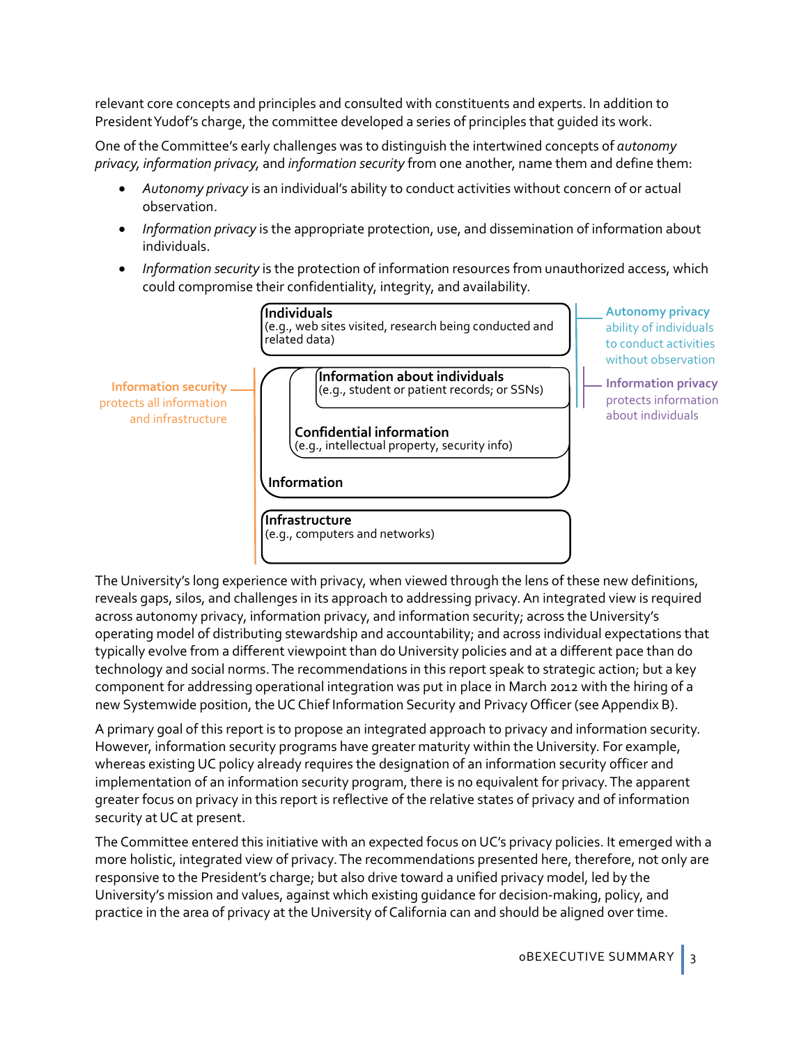relevant core concepts and principles and consulted with constituents and experts. In addition to President Yudof's charge, the committee developed a series of principles that guided its work.

One of the Committee's early challenges was to distinguish the intertwined concepts of *autonomy privacy, information privacy,* and *information security* from one another, name them and define them:

- *Autonomy privacy* is an individual's ability to conduct activities without concern of or actual observation.
- *Information privacy* is the appropriate protection, use, and dissemination of information about individuals.
- *Information security* is the protection of information resources from unauthorized access, which could compromise their confidentiality, integrity, and availability.

**Individuals**
(e.g., web sites visited, research being conducted and related data)

**Information about individuals**
(e.g., student or patient records; or SSNs)

**Confidential information**
(e.g., intellectual property, security info)

**Information**

**Infrastructure**
(e.g., computers and networks)

**Autonomy privacy** ability of individuals to conduct activities without observation

**Information privacy** protects information about individuals

**Information security** protects all information and infrastructure

The University's long experience with privacy, when viewed through the lens of these new definitions, reveals gaps, silos, and challenges in its approach to addressing privacy. An integrated view is required across autonomy privacy, information privacy, and information security; across the University's operating model of distributing stewardship and accountability; and across individual expectations that typically evolve from a different viewpoint than do University policies and at a different pace than do technology and social norms. The recommendations in this report speak to strategic action; but a key component for addressing operational integration was put in place in March 2012 with the hiring of a new Systemwide position, the UC Chief Information Security and Privacy Officer (see Appendix B).

A primary goal of this report is to propose an integrated approach to privacy and information security. However, information security programs have greater maturity within the University. For example, whereas existing UC policy already requires the designation of an information security officer and implementation of an information security program, there is no equivalent for privacy. The apparent greater focus on privacy in this report is reflective of the relative states of privacy and of information security at UC at present.

The Committee entered this initiative with an expected focus on UC's privacy policies. It emerged with a more holistic, integrated view of privacy. The recommendations presented here, therefore, not only are responsive to the President's charge; but also drive toward a unified privacy model, led by the University's mission and values, against which existing guidance for decision-making, policy, and practice in the area of privacy at the University of California can and should be aligned over time.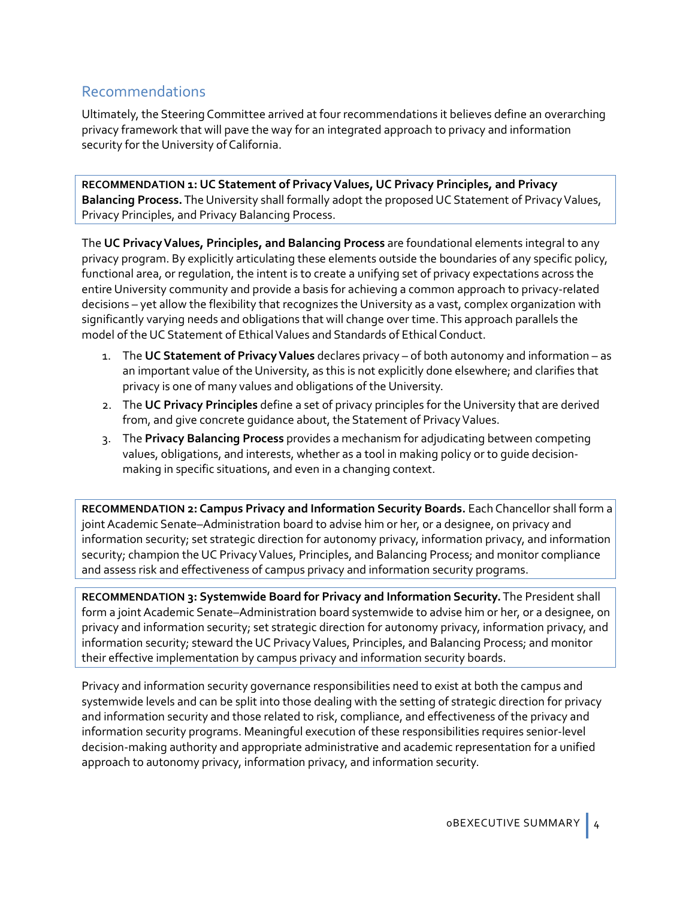## Recommendations

Ultimately, the Steering Committee arrived at four recommendations it believes define an overarching privacy framework that will pave the way for an integrated approach to privacy and information security for the University of California.

**RECOMMENDATION 1: UC Statement of Privacy Values, UC Privacy Principles, and Privacy Balancing Process.** The University shall formally adopt the proposed UC Statement of Privacy Values, Privacy Principles, and Privacy Balancing Process.

The **UC Privacy Values, Principles, and Balancing Process** are foundational elements integral to any privacy program. By explicitly articulating these elements outside the boundaries of any specific policy, functional area, or regulation, the intent is to create a unifying set of privacy expectations across the entire University community and provide a basis for achieving a common approach to privacy-related decisions – yet allow the flexibility that recognizes the University as a vast, complex organization with significantly varying needs and obligations that will change over time. This approach parallels the model of the UC Statement of Ethical Values and Standards of Ethical Conduct.

1. The **UC Statement of Privacy Values** declares privacy – of both autonomy and information – as an important value of the University, as this is not explicitly done elsewhere; and clarifies that privacy is one of many values and obligations of the University.
2. The **UC Privacy Principles** define a set of privacy principles for the University that are derived from, and give concrete guidance about, the Statement of Privacy Values.
3. The **Privacy Balancing Process** provides a mechanism for adjudicating between competing values, obligations, and interests, whether as a tool in making policy or to guide decision-making in specific situations, and even in a changing context.

**RECOMMENDATION 2: Campus Privacy and Information Security Boards.** Each Chancellor shall form a joint Academic Senate–Administration board to advise him or her, or a designee, on privacy and information security; set strategic direction for autonomy privacy, information privacy, and information security; champion the UC Privacy Values, Principles, and Balancing Process; and monitor compliance and assess risk and effectiveness of campus privacy and information security programs.

**RECOMMENDATION 3: Systemwide Board for Privacy and Information Security.** The President shall form a joint Academic Senate–Administration board systemwide to advise him or her, or a designee, on privacy and information security; set strategic direction for autonomy privacy, information privacy, and information security; steward the UC Privacy Values, Principles, and Balancing Process; and monitor their effective implementation by campus privacy and information security boards.

Privacy and information security governance responsibilities need to exist at both the campus and systemwide levels and can be split into those dealing with the setting of strategic direction for privacy and information security and those related to risk, compliance, and effectiveness of the privacy and information security programs. Meaningful execution of these responsibilities requires senior-level decision-making authority and appropriate administrative and academic representation for a unified approach to autonomy privacy, information privacy, and information security.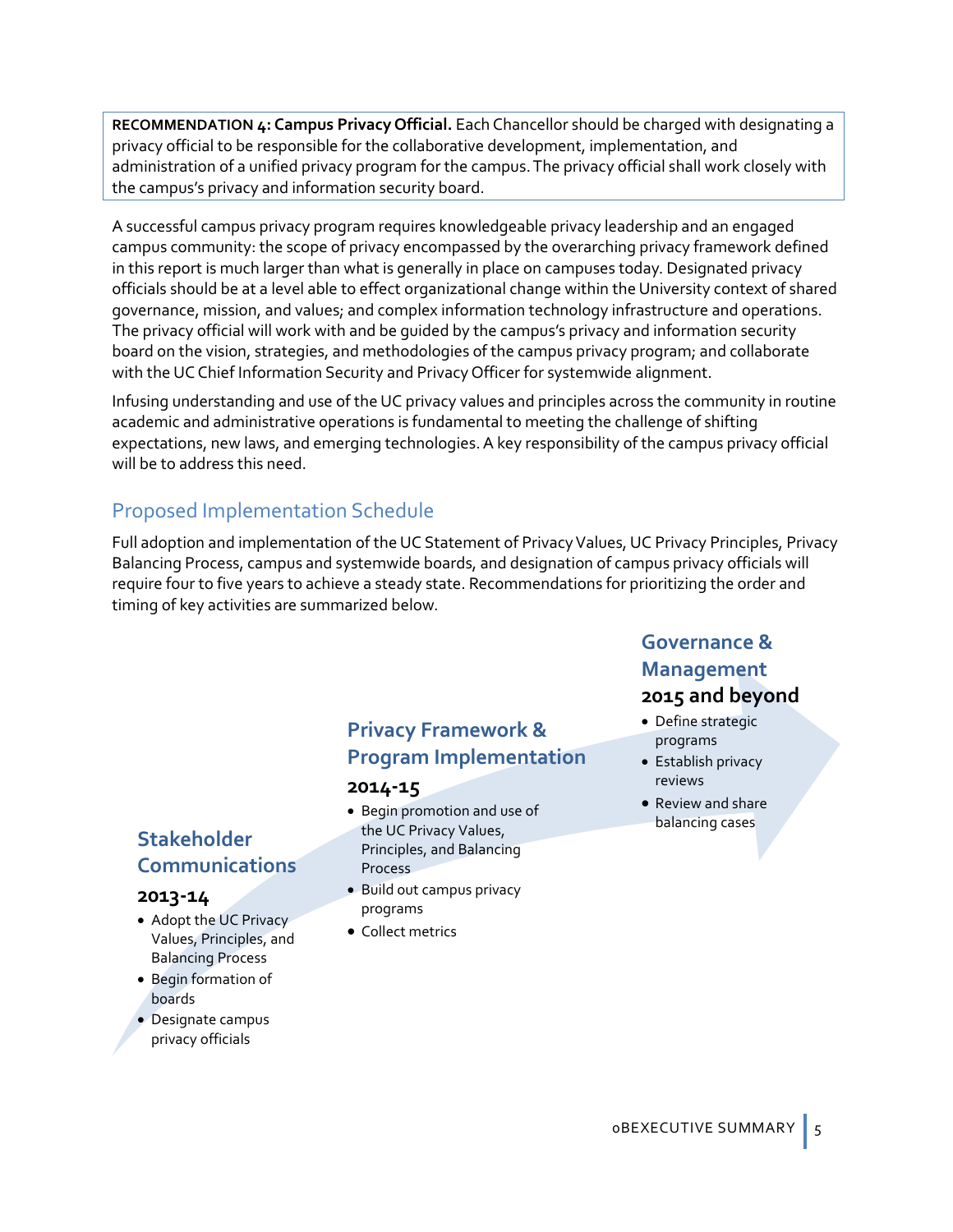**RECOMMENDATION 4: Campus Privacy Official.** Each Chancellor should be charged with designating a privacy official to be responsible for the collaborative development, implementation, and administration of a unified privacy program for the campus. The privacy official shall work closely with the campus's privacy and information security board.

A successful campus privacy program requires knowledgeable privacy leadership and an engaged campus community: the scope of privacy encompassed by the overarching privacy framework defined in this report is much larger than what is generally in place on campuses today. Designated privacy officials should be at a level able to effect organizational change within the University context of shared governance, mission, and values; and complex information technology infrastructure and operations. The privacy official will work with and be guided by the campus's privacy and information security board on the vision, strategies, and methodologies of the campus privacy program; and collaborate with the UC Chief Information Security and Privacy Officer for systemwide alignment.

Infusing understanding and use of the UC privacy values and principles across the community in routine academic and administrative operations is fundamental to meeting the challenge of shifting expectations, new laws, and emerging technologies. A key responsibility of the campus privacy official will be to address this need.

## Proposed Implementation Schedule

Full adoption and implementation of the UC Statement of Privacy Values, UC Privacy Principles, Privacy Balancing Process, campus and systemwide boards, and designation of campus privacy officials will require four to five years to achieve a steady state. Recommendations for prioritizing the order and timing of key activities are summarized below.

### Stakeholder Communications

**2013-14**

- Adopt the UC Privacy Values, Principles, and Balancing Process
- Begin formation of boards
- Designate campus privacy officials

### Privacy Framework & Program Implementation

**2014-15**

- Begin promotion and use of the UC Privacy Values, Principles, and Balancing Process
- Build out campus privacy programs
- Collect metrics

### Governance & Management

**2015 and beyond**

- Define strategic programs
- Establish privacy reviews
- Review and share balancing cases